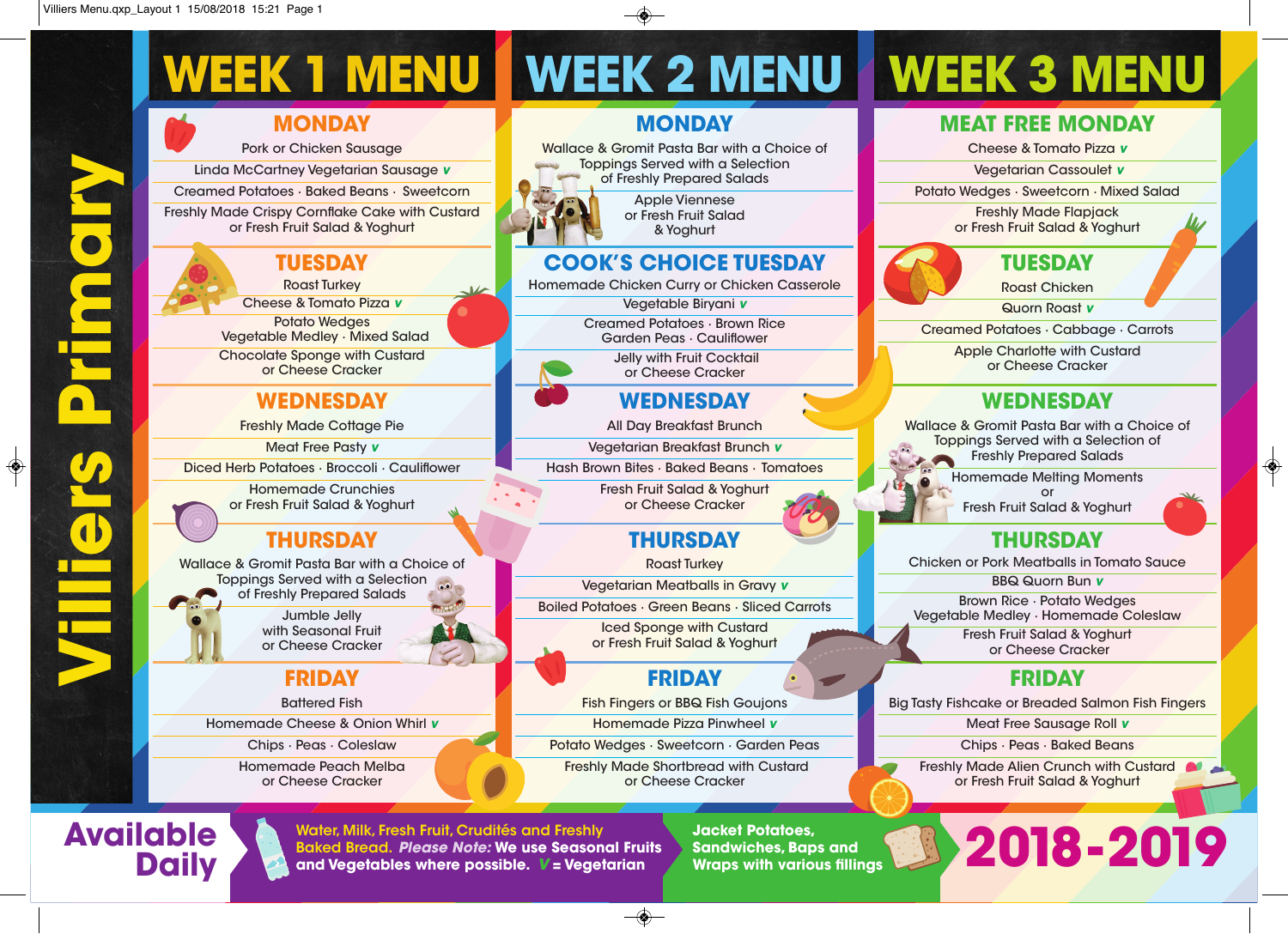# Villiers Primary

## WEEK 1 MENU

### MONDAY

Pork or Chicken Sausage

Linda McCartney Vegetarian Sausage v

Creamed Potatoes · Baked Beans · Sweetcorn

Freshly Made Crispy Cornflake Cake with Custard or Fresh Fruit Salad & Yoghurt

### TUESDAY

Roast Turkey

Cheese & Tomato Pizza v

Potato Wedges
Vegetable Medley · Mixed Salad

Chocolate Sponge with Custard or Cheese Cracker

### WEDNESDAY

Freshly Made Cottage Pie

Meat Free Pasty v

Diced Herb Potatoes · Broccoli · Cauliflower

Homemade Crunchies or Fresh Fruit Salad & Yoghurt

### THURSDAY

Wallace & Gromit Pasta Bar with a Choice of Toppings Served with a Selection of Freshly Prepared Salads

Jumble Jelly with Seasonal Fruit or Cheese Cracker

### FRIDAY

Battered Fish

Homemade Cheese & Onion Whirl v

Chips · Peas · Coleslaw

Homemade Peach Melba or Cheese Cracker

## WEEK 2 MENU

### MONDAY

Wallace & Gromit Pasta Bar with a Choice of Toppings Served with a Selection of Freshly Prepared Salads

Apple Viennese or Fresh Fruit Salad & Yoghurt

### COOK'S CHOICE TUESDAY

Homemade Chicken Curry or Chicken Casserole

Vegetable Biryani v

Creamed Potatoes · Brown Rice
Garden Peas · Cauliflower

Jelly with Fruit Cocktail or Cheese Cracker

### WEDNESDAY

All Day Breakfast Brunch

Vegetarian Breakfast Brunch v

Hash Brown Bites · Baked Beans · Tomatoes

Fresh Fruit Salad & Yoghurt or Cheese Cracker

### THURSDAY

Roast Turkey

Vegetarian Meatballs in Gravy v

Boiled Potatoes · Green Beans · Sliced Carrots

Iced Sponge with Custard or Fresh Fruit Salad & Yoghurt

### FRIDAY

Fish Fingers or BBQ Fish Goujons

Homemade Pizza Pinwheel v

Potato Wedges · Sweetcorn · Garden Peas

Freshly Made Shortbread with Custard or Cheese Cracker

## WEEK 3 MENU

### MEAT FREE MONDAY

Cheese & Tomato Pizza v

Vegetarian Cassoulet v

Potato Wedges · Sweetcorn · Mixed Salad

Freshly Made Flapjack or Fresh Fruit Salad & Yoghurt

### TUESDAY

Roast Chicken

Quorn Roast v

Creamed Potatoes · Cabbage · Carrots

Apple Charlotte with Custard or Cheese Cracker

### WEDNESDAY

Wallace & Gromit Pasta Bar with a Choice of Toppings Served with a Selection of Freshly Prepared Salads

Homemade Melting Moments or Fresh Fruit Salad & Yoghurt

### THURSDAY

Chicken or Pork Meatballs in Tomato Sauce

BBQ Quorn Bun v

Brown Rice · Potato Wedges
Vegetable Medley · Homemade Coleslaw

Fresh Fruit Salad & Yoghurt or Cheese Cracker

### FRIDAY

Big Tasty Fishcake or Breaded Salmon Fish Fingers

Meat Free Sausage Roll v

Chips · Peas · Baked Beans

Freshly Made Alien Crunch with Custard or Fresh Fruit Salad & Yoghurt

## Available Daily

Water, Milk, Fresh Fruit, Crudités and Freshly Baked Bread. *Please Note:* We use Seasonal Fruits and Vegetables where possible. v = Vegetarian

Jacket Potatoes, Sandwiches, Baps and Wraps with various fillings

**2018-2019**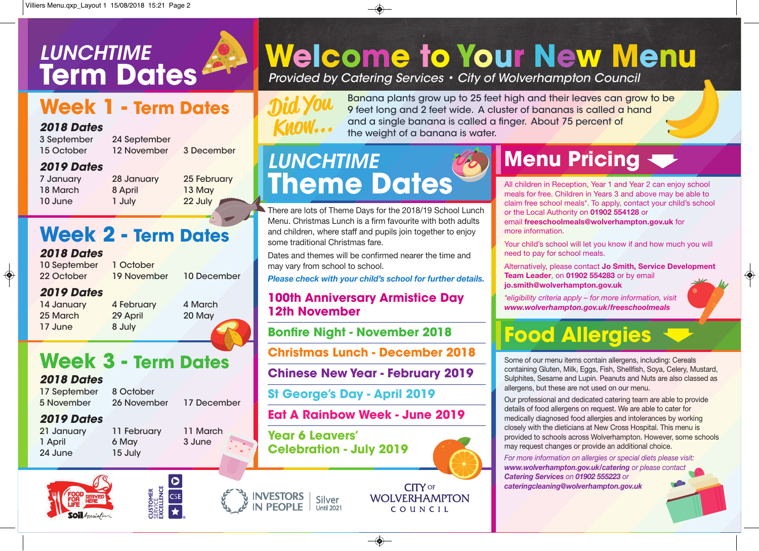# LUNCHTIME Term Dates

## Week 1 - Term Dates

### 2018 Dates

| | | |
|---|---|---|
| 3 September | 24 September | |
| 15 October | 12 November | 3 December |

### 2019 Dates

| | | |
|---|---|---|
| 7 January | 28 January | 25 February |
| 18 March | 8 April | 13 May |
| 10 June | 1 July | 22 July |

## Week 2 - Term Dates

### 2018 Dates

| | | |
|---|---|---|
| 10 September | 1 October | |
| 22 October | 19 November | 10 December |

### 2019 Dates

| | | |
|---|---|---|
| 14 January | 4 February | 4 March |
| 25 March | 29 April | 20 May |
| 17 June | 8 July | |

## Week 3 - Term Dates

### 2018 Dates

| | | |
|---|---|---|
| 17 September | 8 October | |
| 5 November | 26 November | 17 December |

### 2019 Dates

| | | |
|---|---|---|
| 21 January | 11 February | 11 March |
| 1 April | 6 May | 3 June |
| 24 June | 15 July | |

# Welcome to Your New Menu

*Provided by Catering Services • City of Wolverhampton Council*

**Did You Know...** Banana plants grow up to 25 feet high and their leaves can grow to be 9 feet long and 2 feet wide. A cluster of bananas is called a hand and a single banana is called a finger. About 75 percent of the weight of a banana is water.

# LUNCHTIME Theme Dates

There are lots of Theme Days for the 2018/19 School Lunch Menu. Christmas Lunch is a firm favourite with both adults and children, where staff and pupils join together to enjoy some traditional Christmas fare.

Dates and themes will be confirmed nearer the time and may vary from school to school.

***Please check with your child's school for further details.***

**100th Anniversary Armistice Day 12th November**

**Bonfire Night - November 2018**

**Christmas Lunch - December 2018**

**Chinese New Year - February 2019**

**St George's Day - April 2019**

**Eat A Rainbow Week - June 2019**

**Year 6 Leavers' Celebration - July 2019**

# Menu Pricing

All children in Reception, Year 1 and Year 2 can enjoy school meals for free. Children in Years 3 and above may be able to claim free school meals*. To apply, contact your child's school or the Local Authority on **01902 554128** or email **freeschoolmeals@wolverhampton.gov.uk** for more information.

Your child's school will let you know if and how much you will need to pay for school meals.

Alternatively, please contact **Jo Smith, Service Development Team Leader**, on **01902 554283** or by email **jo.smith@wolverhampton.gov.uk**

*\*eligibility criteria apply – for more information, visit* ***www.wolverhampton.gov.uk/freeschoolmeals***

# Food Allergies

Some of our menu items contain allergens, including: Cereals containing Gluten, Milk, Eggs, Fish, Shellfish, Soya, Celery, Mustard, Sulphites, Sesame and Lupin. Peanuts and Nuts are also classed as allergens, but these are not used on our menu.

Our professional and dedicated catering team are able to provide details of food allergens on request. We are able to cater for medically diagnosed food allergies and intolerances by working closely with the dieticians at New Cross Hospital. This menu is provided to schools across Wolverhampton. However, some schools may request changes or provide an additional choice.

*For more information on allergies or special diets please visit:* ***www.wolverhampton.gov.uk/catering*** *or please contact* ***Catering Services*** *on* ***01902 555223*** *or* ***cateringcleaning@wolverhampton.gov.uk***

FOOD FOR LIFE SERVED HERE Soil Association

CUSTOMER SERVICE EXCELLENCE CSE

INVESTORS IN PEOPLE Silver Until 2021

CITY OF WOLVERHAMPTON COUNCIL